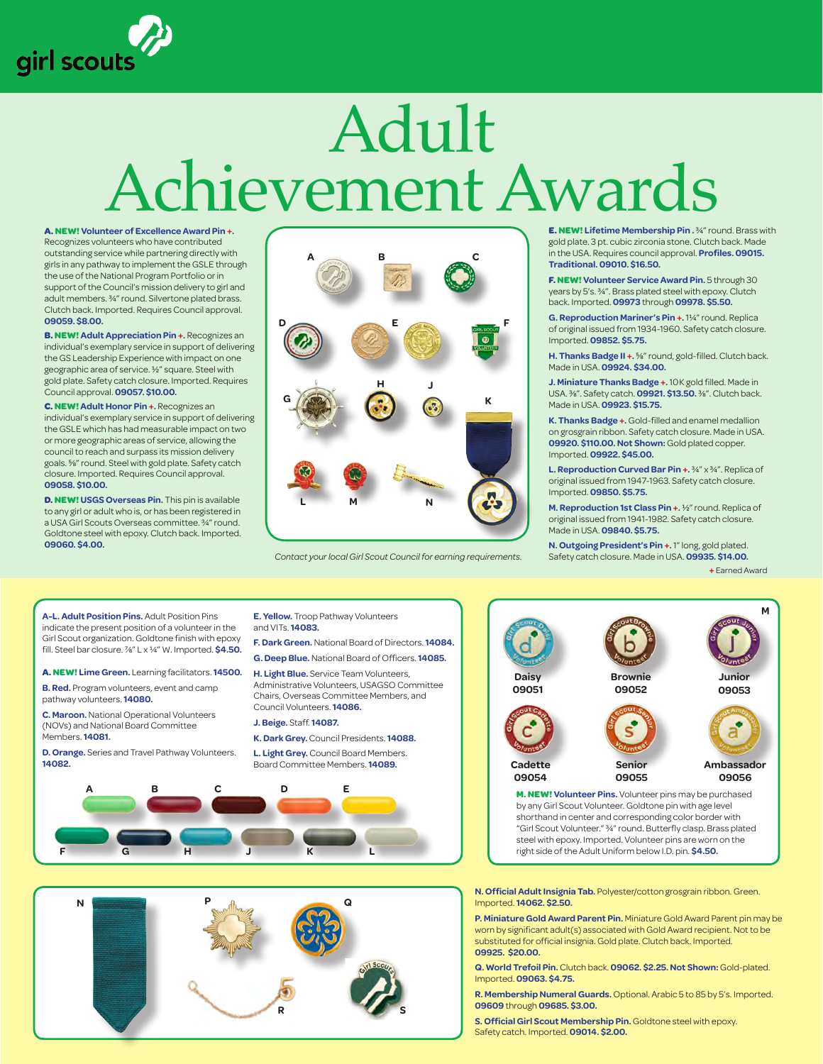girl scouts

# Adult Achievement Awards

**A. NEW! Volunteer of Excellence Award Pin +.** Recognizes volunteers who have contributed outstanding service while partnering directly with girls in any pathway to implement the GSLE through the use of the National Program Portfolio or in support of the Council's mission delivery to girl and adult members. ¾" round. Silvertone plated brass. Clutch back. Imported. Requires Council approval. **09059. $8.00.**

**B. NEW! Adult Appreciation Pin +.** Recognizes an individual's exemplary service in support of delivering the GS Leadership Experience with impact on one geographic area of service. ½" square. Steel with gold plate. Safety catch closure. Imported. Requires Council approval. **09057. $10.00.**

**C. NEW! Adult Honor Pin +.** Recognizes an individual's exemplary service in support of delivering the GSLE which has had measurable impact on two or more geographic areas of service, allowing the council to reach and surpass its mission delivery goals. ⅝" round. Steel with gold plate. Safety catch closure. Imported. Requires Council approval. **09058. $10.00.**

**D. NEW! USGS Overseas Pin.** This pin is available to any girl or adult who is, or has been registered in a USA Girl Scouts Overseas committee. ¾" round. Goldtone steel with epoxy. Clutch back. Imported. **09060. $4.00.**

*Contact your local Girl Scout Council for earning requirements.*

**E. NEW! Lifetime Membership Pin.** ¾" round. Brass with gold plate. 3 pt. cubic zirconia stone. Clutch back. Made in the USA. Requires council approval. **Profiles. 09015. Traditional. 09010. $16.50.**

**F. NEW! Volunteer Service Award Pin.** 5 through 30 years by 5's. ¾". Brass plated steel with epoxy. Clutch back. Imported. **09973** through **09978. $5.50.**

**G. Reproduction Mariner's Pin +.** 1¼" round. Replica of original issued from 1934-1960. Safety catch closure. Imported. **09852. $5.75.**

**H. Thanks Badge II +.** ⅝" round, gold-filled. Clutch back. Made in USA. **09924. $34.00.**

**J. Miniature Thanks Badge +.** 10K gold filled. Made in USA. ⅜". Safety catch. **09921. $13.50.** ⅜". Clutch back. Made in USA. **09923. $15.75.**

**K. Thanks Badge +.** Gold-filled and enamel medallion on grosgrain ribbon. Safety catch closure. Made in USA. **09920. $110.00. Not Shown:** Gold plated copper. Imported. **09922. $45.00.**

**L. Reproduction Curved Bar Pin +.** ¾" x ¾". Replica of original issued from 1947-1963. Safety catch closure. Imported. **09850. $5.75.**

**M. Reproduction 1st Class Pin +.** ½" round. Replica of original issued from 1941-1982. Safety catch closure. Made in USA. **09840. $5.75.**

**N. Outgoing President's Pin +.** 1" long, gold plated. Safety catch closure. Made in USA. **09935. $14.00.**

+ Earned Award

**A–L. Adult Position Pins.** Adult Position Pins indicate the present position of a volunteer in the Girl Scout organization. Goldtone finish with epoxy fill. Steel bar closure. ⅞" L x ¼" W. Imported. **$4.50.**

**A. NEW! Lime Green.** Learning facilitators. **14500.**

**B. Red.** Program volunteers, event and camp pathway volunteers. **14080.**

**C. Maroon.** National Operational Volunteers (NOVs) and National Board Committee Members. **14081.**

**D. Orange.** Series and Travel Pathway Volunteers. **14082.**

**E. Yellow.** Troop Pathway Volunteers and VITs. **14083.**

**F. Dark Green.** National Board of Directors. **14084.**

**G. Deep Blue.** National Board of Officers. **14085.**

**H. Light Blue.** Service Team Volunteers, Administrative Volunteers, USAGSO Committee Chairs, Overseas Committee Members, and Council Volunteers. **14086.**

**J. Beige.** Staff. **14087.**

**K. Dark Grey.** Council Presidents. **14088.**

**L. Light Grey.** Council Board Members. Board Committee Members. **14089.**

| Daisy | Brownie | Junior |
|---|---|---|
| 09051 | 09052 | 09053 |
| **Cadette** | **Senior** | **Ambassador** |
| 09054 | 09055 | 09056 |

**M. NEW! Volunteer Pins.** Volunteer pins may be purchased by any Girl Scout Volunteer. Goldtone pin with age level shorthand in center and corresponding color border with "Girl Scout Volunteer." ¾" round. Butterfly clasp. Brass plated steel with epoxy. Imported. Volunteer pins are worn on the right side of the Adult Uniform below I.D. pin. **$4.50.**

**N. Official Adult Insignia Tab.** Polyester/cotton grosgrain ribbon. Green. Imported. **14062. $2.50.**

**P. Miniature Gold Award Parent Pin.** Miniature Gold Award Parent pin may be worn by significant adult(s) associated with Gold Award recipient. Not to be substituted for official insignia. Gold plate. Clutch back. Imported. **09925. $20.00.**

**Q. World Trefoil Pin.** Clutch back. **09062. $2.25. Not Shown:** Gold-plated. Imported. **09063. $4.75.**

**R. Membership Numeral Guards.** Optional. Arabic 5 to 85 by 5's. Imported. **09609** through **09685. $3.00.**

**S. Official Girl Scout Membership Pin.** Goldtone steel with epoxy. Safety catch. Imported. **09014. $2.00.**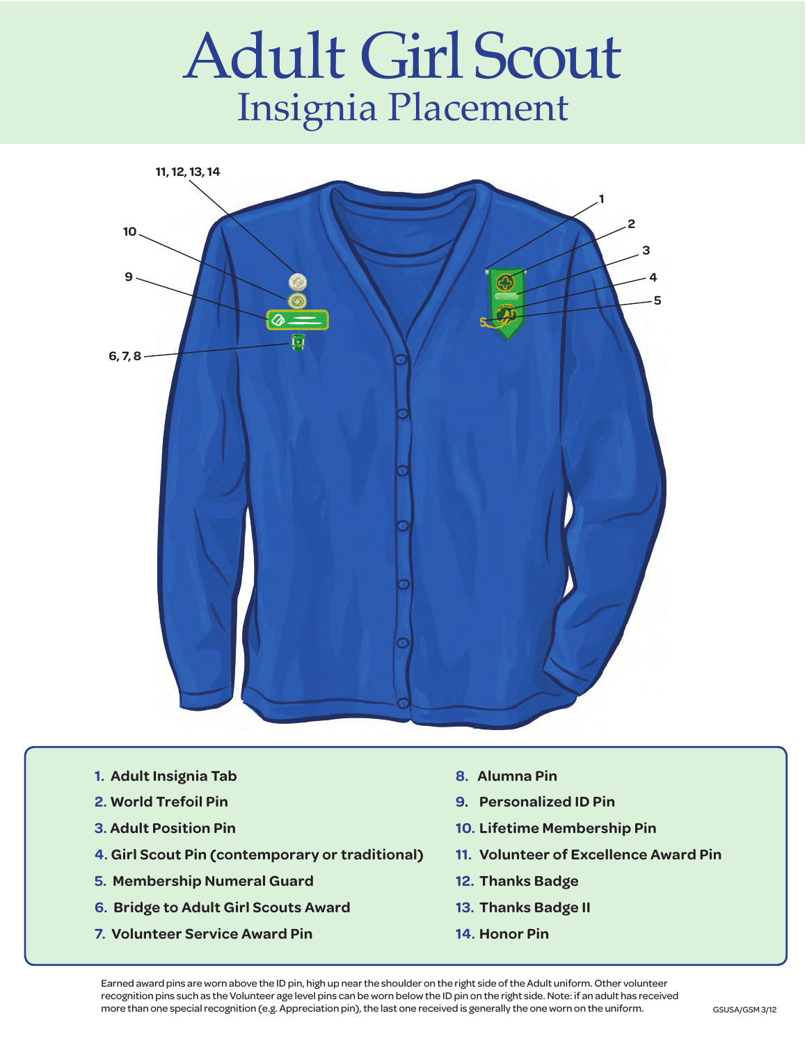# Adult Girl Scout

## Insignia Placement

11, 12, 13, 14

10

9

6, 7, 8

1

2

3

4

5

1. Adult Insignia Tab
2. World Trefoil Pin
3. Adult Position Pin
4. Girl Scout Pin (contemporary or traditional)
5. Membership Numeral Guard
6. Bridge to Adult Girl Scouts Award
7. Volunteer Service Award Pin
8. Alumna Pin
9. Personalized ID Pin
10. Lifetime Membership Pin
11. Volunteer of Excellence Award Pin
12. Thanks Badge
13. Thanks Badge II
14. Honor Pin

Earned award pins are worn above the ID pin, high up near the shoulder on the right side of the Adult uniform. Other volunteer recognition pins such as the Volunteer age level pins can be worn below the ID pin on the right side. Note: if an adult has received more than one special recognition (e.g. Appreciation pin), the last one received is generally the one worn on the uniform.

GSUSA/GSM 3/12